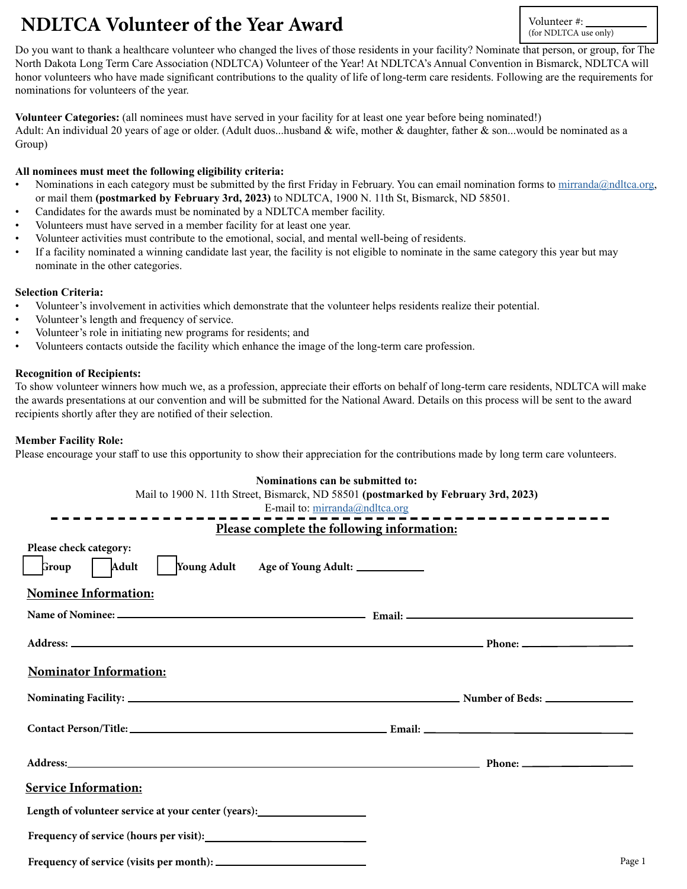# NDLTCA Volunteer of the Year Award

Volunteer #: ___________
(for NDLTCA use only)

Do you want to thank a healthcare volunteer who changed the lives of those residents in your facility? Nominate that person, or group, for The North Dakota Long Term Care Association (NDLTCA) Volunteer of the Year! At NDLTCA's Annual Convention in Bismarck, NDLTCA will honor volunteers who have made significant contributions to the quality of life of long-term care residents. Following are the requirements for nominations for volunteers of the year.

**Volunteer Categories:** (all nominees must have served in your facility for at least one year before being nominated!)
Adult: An individual 20 years of age or older. (Adult duos...husband & wife, mother & daughter, father & son...would be nominated as a Group)

**All nominees must meet the following eligibility criteria:**

- Nominations in each category must be submitted by the first Friday in February. You can email nomination forms to mirranda@ndltca.org, or mail them **(postmarked by February 3rd, 2023)** to NDLTCA, 1900 N. 11th St, Bismarck, ND 58501.
- Candidates for the awards must be nominated by a NDLTCA member facility.
- Volunteers must have served in a member facility for at least one year.
- Volunteer activities must contribute to the emotional, social, and mental well-being of residents.
- If a facility nominated a winning candidate last year, the facility is not eligible to nominate in the same category this year but may nominate in the other categories.

**Selection Criteria:**

- Volunteer's involvement in activities which demonstrate that the volunteer helps residents realize their potential.
- Volunteer's length and frequency of service.
- Volunteer's role in initiating new programs for residents; and
- Volunteers contacts outside the facility which enhance the image of the long-term care profession.

**Recognition of Recipients:**
To show volunteer winners how much we, as a profession, appreciate their efforts on behalf of long-term care residents, NDLTCA will make the awards presentations at our convention and will be submitted for the National Award. Details on this process will be sent to the award recipients shortly after they are notified of their selection.

**Member Facility Role:**
Please encourage your staff to use this opportunity to show their appreciation for the contributions made by long term care volunteers.

**Nominations can be submitted to:**
Mail to 1900 N. 11th Street, Bismarck, ND 58501 **(postmarked by February 3rd, 2023)**
E-mail to: mirranda@ndltca.org

---

## Please complete the following information:

**Please check category:**

☐ **Group** ☐ **Adult** ☐ **Young Adult** **Age of Young Adult:** ___________

## Nominee Information:

**Name of Nominee:** ______________________________ **Email:** ______________________________

**Address:** ______________________________ **Phone:** ______________

## Nominator Information:

**Nominating Facility:** ______________________________ **Number of Beds:** ______________

**Contact Person/Title:** ______________________________ **Email:** ______________________________

**Address:** ______________________________ **Phone:** ______________

## Service Information:

**Length of volunteer service at your center (years):** ______________

**Frequency of service (hours per visit):** ______________

**Frequency of service (visits per month):** ______________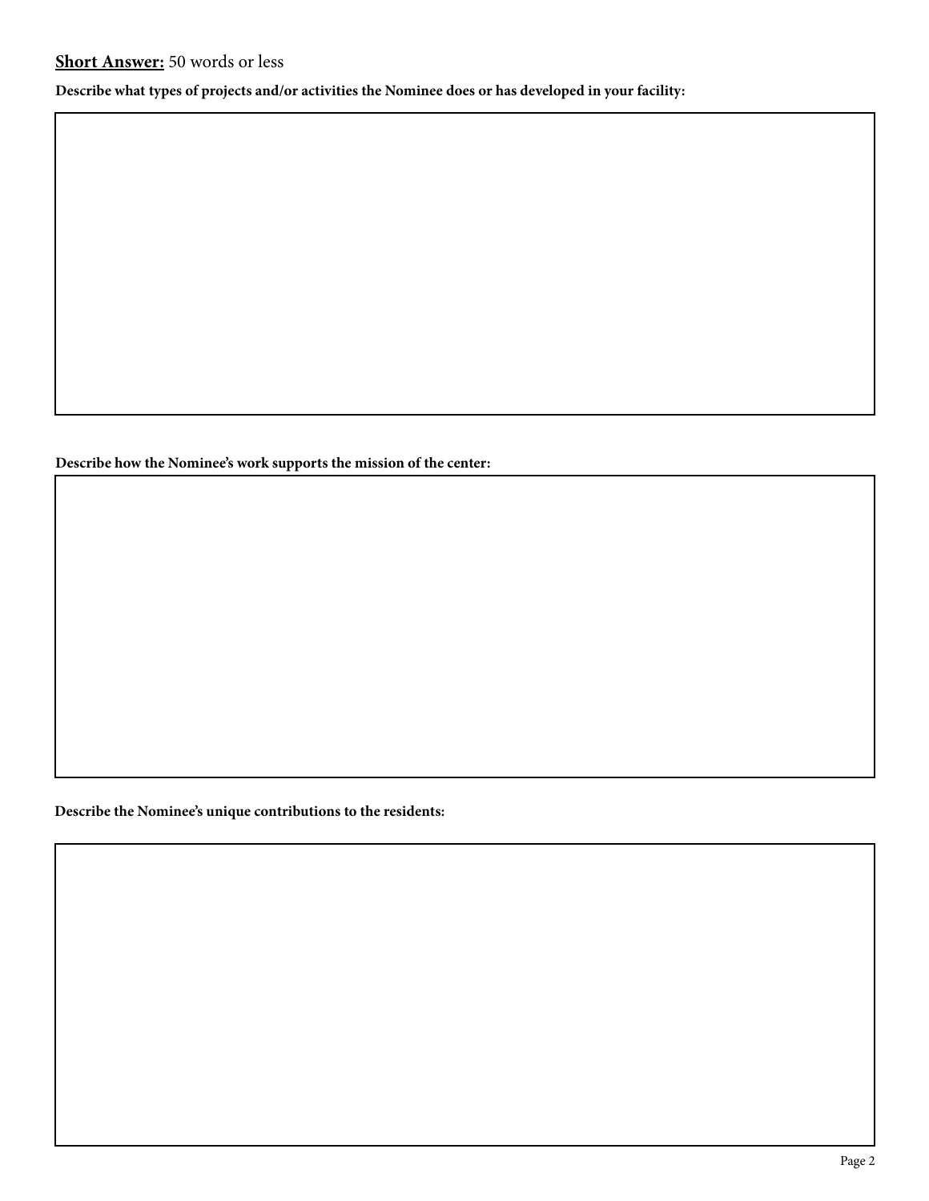**<u>Short Answer:</u>** 50 words or less

**Describe what types of projects and/or activities the Nominee does or has developed in your facility:**

**Describe how the Nominee's work supports the mission of the center:**

**Describe the Nominee's unique contributions to the residents:**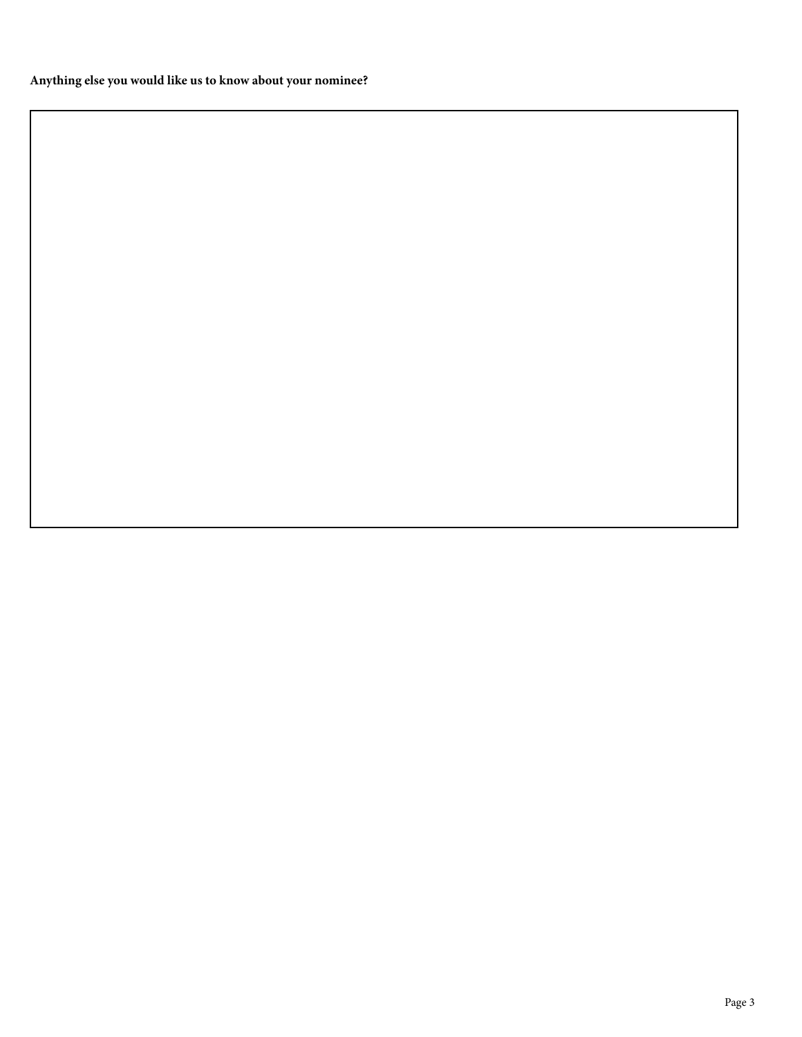**Anything else you would like us to know about your nominee?**